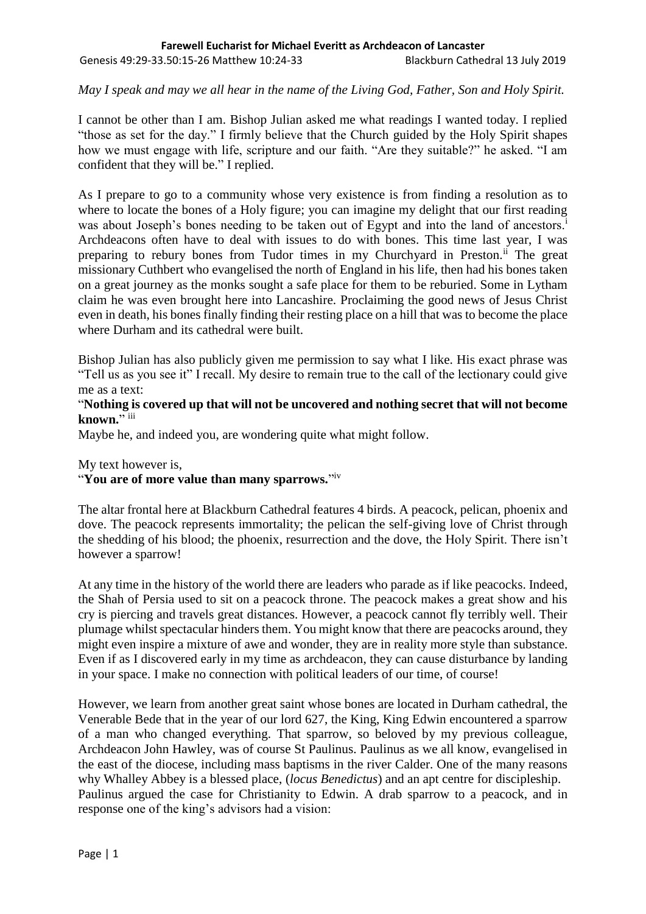**Farewell Eucharist for Michael Everitt as Archdeacon of Lancaster**

Genesis 49:29-33.50:15-26 Matthew 10:24-33 Blackburn Cathedral 13 July 2019

*May I speak and may we all hear in the name of the Living God, Father, Son and Holy Spirit.*

I cannot be other than I am. Bishop Julian asked me what readings I wanted today. I replied "those as set for the day." I firmly believe that the Church guided by the Holy Spirit shapes how we must engage with life, scripture and our faith. "Are they suitable?" he asked. "I am confident that they will be." I replied.

As I prepare to go to a community whose very existence is from finding a resolution as to where to locate the bones of a Holy figure; you can imagine my delight that our first reading was about Joseph's bones needing to be taken out of Egypt and into the land of ancestors.[i] Archdeacons often have to deal with issues to do with bones. This time last year, I was preparing to rebury bones from Tudor times in my Churchyard in Preston.[ii] The great missionary Cuthbert who evangelised the north of England in his life, then had his bones taken on a great journey as the monks sought a safe place for them to be reburied. Some in Lytham claim he was even brought here into Lancashire. Proclaiming the good news of Jesus Christ even in death, his bones finally finding their resting place on a hill that was to become the place where Durham and its cathedral were built.

Bishop Julian has also publicly given me permission to say what I like. His exact phrase was "Tell us as you see it" I recall. My desire to remain true to the call of the lectionary could give me as a text:

"**Nothing is covered up that will not be uncovered and nothing secret that will not become known.**" [iii]

Maybe he, and indeed you, are wondering quite what might follow.

My text however is,

"**You are of more value than many sparrows.**"[iv]

The altar frontal here at Blackburn Cathedral features 4 birds. A peacock, pelican, phoenix and dove. The peacock represents immortality; the pelican the self-giving love of Christ through the shedding of his blood; the phoenix, resurrection and the dove, the Holy Spirit. There isn't however a sparrow!

At any time in the history of the world there are leaders who parade as if like peacocks. Indeed, the Shah of Persia used to sit on a peacock throne. The peacock makes a great show and his cry is piercing and travels great distances. However, a peacock cannot fly terribly well. Their plumage whilst spectacular hinders them. You might know that there are peacocks around, they might even inspire a mixture of awe and wonder, they are in reality more style than substance. Even if as I discovered early in my time as archdeacon, they can cause disturbance by landing in your space. I make no connection with political leaders of our time, of course!

However, we learn from another great saint whose bones are located in Durham cathedral, the Venerable Bede that in the year of our lord 627, the King, King Edwin encountered a sparrow of a man who changed everything. That sparrow, so beloved by my previous colleague, Archdeacon John Hawley, was of course St Paulinus. Paulinus as we all know, evangelised in the east of the diocese, including mass baptisms in the river Calder. One of the many reasons why Whalley Abbey is a blessed place, (*locus Benedictus*) and an apt centre for discipleship. Paulinus argued the case for Christianity to Edwin. A drab sparrow to a peacock, and in response one of the king's advisors had a vision: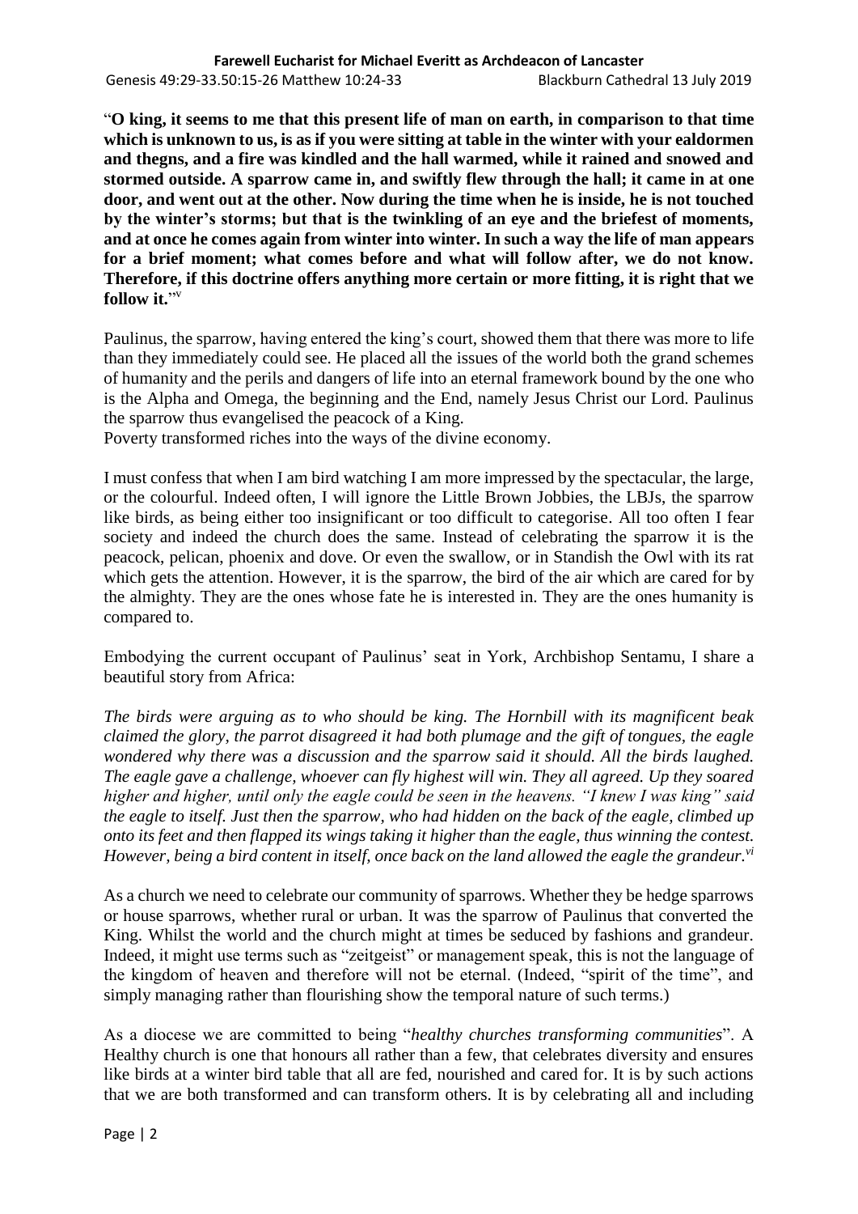**Farewell Eucharist for Michael Everitt as Archdeacon of Lancaster**

Genesis 49:29-33.50:15-26 Matthew 10:24-33 Blackburn Cathedral 13 July 2019

"**O king, it seems to me that this present life of man on earth, in comparison to that time which is unknown to us, is as if you were sitting at table in the winter with your ealdormen and thegns, and a fire was kindled and the hall warmed, while it rained and snowed and stormed outside. A sparrow came in, and swiftly flew through the hall; it came in at one door, and went out at the other. Now during the time when he is inside, he is not touched by the winter's storms; but that is the twinkling of an eye and the briefest of moments, and at once he comes again from winter into winter. In such a way the life of man appears for a brief moment; what comes before and what will follow after, we do not know. Therefore, if this doctrine offers anything more certain or more fitting, it is right that we follow it.**"[v]

Paulinus, the sparrow, having entered the king's court, showed them that there was more to life than they immediately could see. He placed all the issues of the world both the grand schemes of humanity and the perils and dangers of life into an eternal framework bound by the one who is the Alpha and Omega, the beginning and the End, namely Jesus Christ our Lord. Paulinus the sparrow thus evangelised the peacock of a King.
Poverty transformed riches into the ways of the divine economy.

I must confess that when I am bird watching I am more impressed by the spectacular, the large, or the colourful. Indeed often, I will ignore the Little Brown Jobbies, the LBJs, the sparrow like birds, as being either too insignificant or too difficult to categorise. All too often I fear society and indeed the church does the same. Instead of celebrating the sparrow it is the peacock, pelican, phoenix and dove. Or even the swallow, or in Standish the Owl with its rat which gets the attention. However, it is the sparrow, the bird of the air which are cared for by the almighty. They are the ones whose fate he is interested in. They are the ones humanity is compared to.

Embodying the current occupant of Paulinus' seat in York, Archbishop Sentamu, I share a beautiful story from Africa:

*The birds were arguing as to who should be king. The Hornbill with its magnificent beak claimed the glory, the parrot disagreed it had both plumage and the gift of tongues, the eagle wondered why there was a discussion and the sparrow said it should. All the birds laughed. The eagle gave a challenge, whoever can fly highest will win. They all agreed. Up they soared higher and higher, until only the eagle could be seen in the heavens. "I knew I was king" said the eagle to itself. Just then the sparrow, who had hidden on the back of the eagle, climbed up onto its feet and then flapped its wings taking it higher than the eagle, thus winning the contest. However, being a bird content in itself, once back on the land allowed the eagle the grandeur.*[vi]

As a church we need to celebrate our community of sparrows. Whether they be hedge sparrows or house sparrows, whether rural or urban. It was the sparrow of Paulinus that converted the King. Whilst the world and the church might at times be seduced by fashions and grandeur. Indeed, it might use terms such as "zeitgeist" or management speak, this is not the language of the kingdom of heaven and therefore will not be eternal. (Indeed, "spirit of the time", and simply managing rather than flourishing show the temporal nature of such terms.)

As a diocese we are committed to being "*healthy churches transforming communities*". A Healthy church is one that honours all rather than a few, that celebrates diversity and ensures like birds at a winter bird table that all are fed, nourished and cared for. It is by such actions that we are both transformed and can transform others. It is by celebrating all and including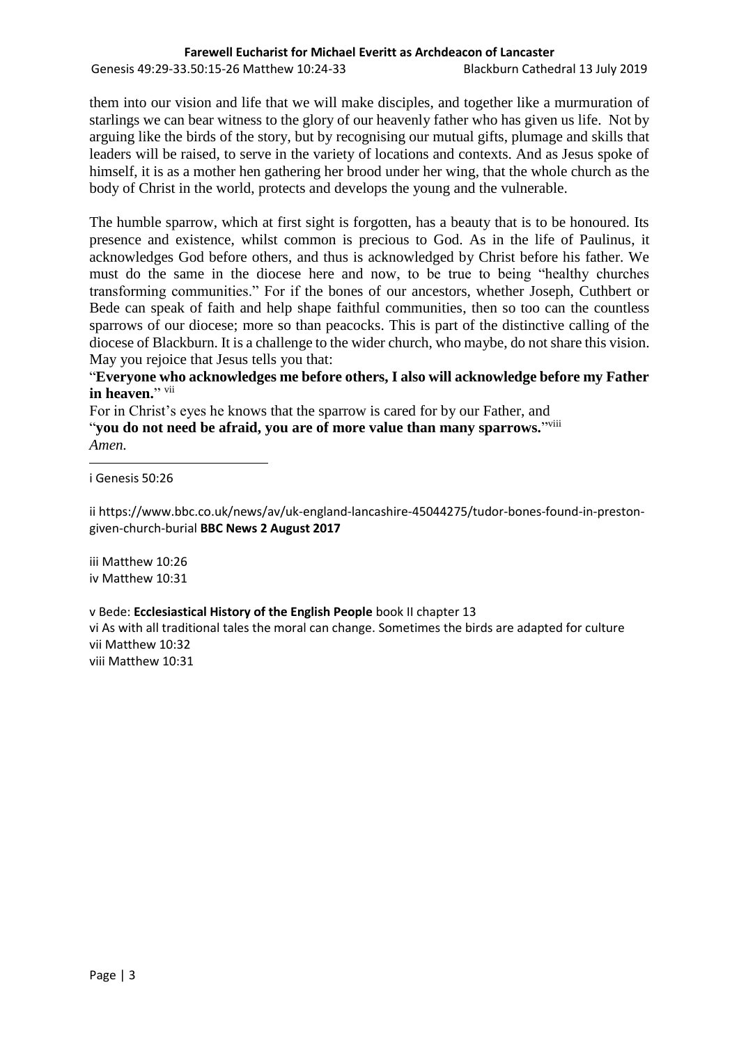them into our vision and life that we will make disciples, and together like a murmuration of starlings we can bear witness to the glory of our heavenly father who has given us life. Not by arguing like the birds of the story, but by recognising our mutual gifts, plumage and skills that leaders will be raised, to serve in the variety of locations and contexts. And as Jesus spoke of himself, it is as a mother hen gathering her brood under her wing, that the whole church as the body of Christ in the world, protects and develops the young and the vulnerable.

The humble sparrow, which at first sight is forgotten, has a beauty that is to be honoured. Its presence and existence, whilst common is precious to God. As in the life of Paulinus, it acknowledges God before others, and thus is acknowledged by Christ before his father. We must do the same in the diocese here and now, to be true to being "healthy churches transforming communities." For if the bones of our ancestors, whether Joseph, Cuthbert or Bede can speak of faith and help shape faithful communities, then so too can the countless sparrows of our diocese; more so than peacocks. This is part of the distinctive calling of the diocese of Blackburn. It is a challenge to the wider church, who maybe, do not share this vision. May you rejoice that Jesus tells you that:

"**Everyone who acknowledges me before others, I also will acknowledge before my Father in heaven.**" [vii]

For in Christ's eyes he knows that the sparrow is cared for by our Father, and

"**you do not need be afraid, you are of more value than many sparrows.**"[viii]

*Amen.*

---

i Genesis 50:26

ii https://www.bbc.co.uk/news/av/uk-england-lancashire-45044275/tudor-bones-found-in-preston-given-church-burial **BBC News 2 August 2017**

iii Matthew 10:26

iv Matthew 10:31

v Bede: **Ecclesiastical History of the English People** book II chapter 13

vi As with all traditional tales the moral can change. Sometimes the birds are adapted for culture

vii Matthew 10:32

viii Matthew 10:31